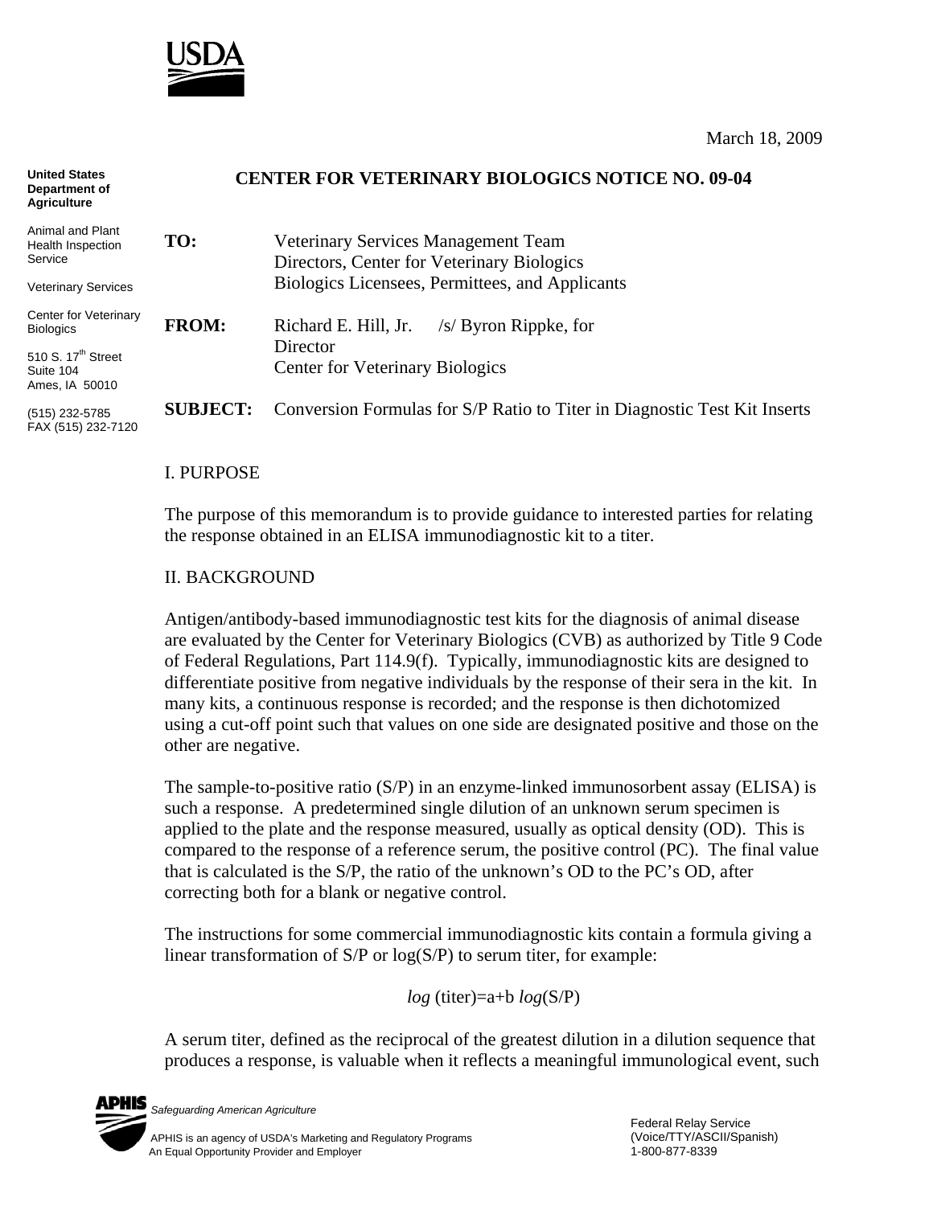USDA

March 18, 2009

**United States Department of Agriculture**

Animal and Plant Health Inspection Service

Veterinary Services

Center for Veterinary Biologics

510 S. 17th Street
Suite 104
Ames, IA 50010

(515) 232-5785
FAX (515) 232-7120

## CENTER FOR VETERINARY BIOLOGICS NOTICE NO. 09-04

**TO:** Veterinary Services Management Team
Directors, Center for Veterinary Biologics
Biologics Licensees, Permittees, and Applicants

**FROM:** Richard E. Hill, Jr. /s/ Byron Rippke, for
Director
Center for Veterinary Biologics

**SUBJECT:** Conversion Formulas for S/P Ratio to Titer in Diagnostic Test Kit Inserts

### I. PURPOSE

The purpose of this memorandum is to provide guidance to interested parties for relating the response obtained in an ELISA immunodiagnostic kit to a titer.

### II. BACKGROUND

Antigen/antibody-based immunodiagnostic test kits for the diagnosis of animal disease are evaluated by the Center for Veterinary Biologics (CVB) as authorized by Title 9 Code of Federal Regulations, Part 114.9(f). Typically, immunodiagnostic kits are designed to differentiate positive from negative individuals by the response of their sera in the kit. In many kits, a continuous response is recorded; and the response is then dichotomized using a cut-off point such that values on one side are designated positive and those on the other are negative.

The sample-to-positive ratio (S/P) in an enzyme-linked immunosorbent assay (ELISA) is such a response. A predetermined single dilution of an unknown serum specimen is applied to the plate and the response measured, usually as optical density (OD). This is compared to the response of a reference serum, the positive control (PC). The final value that is calculated is the S/P, the ratio of the unknown's OD to the PC's OD, after correcting both for a blank or negative control.

The instructions for some commercial immunodiagnostic kits contain a formula giving a linear transformation of S/P or log(S/P) to serum titer, for example:

$$\log(\text{titer}) = a + b \log(S/P)$$

A serum titer, defined as the reciprocal of the greatest dilution in a dilution sequence that produces a response, is valuable when it reflects a meaningful immunological event, such

APHIS *Safeguarding American Agriculture*

APHIS is an agency of USDA's Marketing and Regulatory Programs
An Equal Opportunity Provider and Employer

Federal Relay Service
(Voice/TTY/ASCII/Spanish)
1-800-877-8339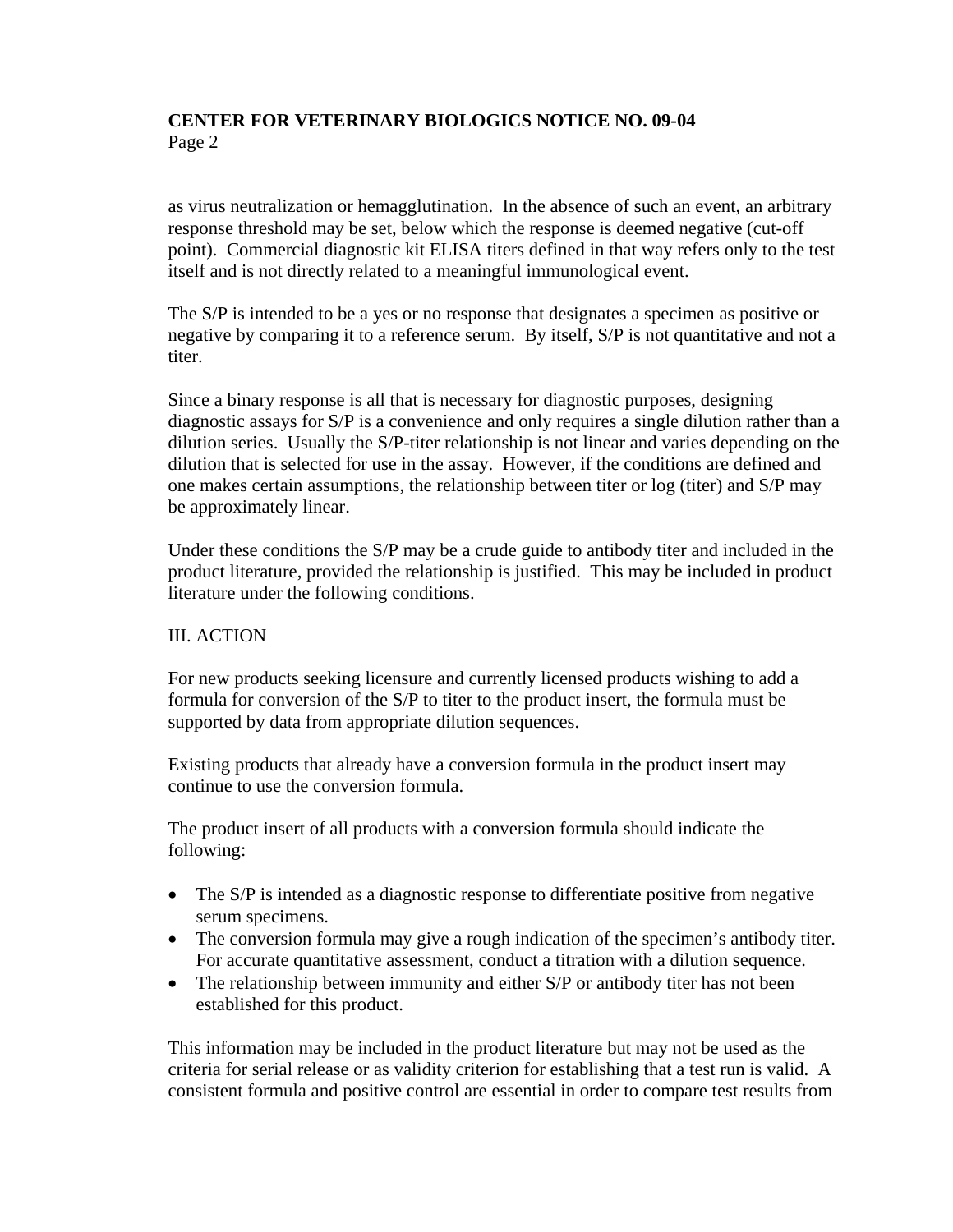as virus neutralization or hemagglutination. In the absence of such an event, an arbitrary response threshold may be set, below which the response is deemed negative (cut-off point). Commercial diagnostic kit ELISA titers defined in that way refers only to the test itself and is not directly related to a meaningful immunological event.

The S/P is intended to be a yes or no response that designates a specimen as positive or negative by comparing it to a reference serum. By itself, S/P is not quantitative and not a titer.

Since a binary response is all that is necessary for diagnostic purposes, designing diagnostic assays for S/P is a convenience and only requires a single dilution rather than a dilution series. Usually the S/P-titer relationship is not linear and varies depending on the dilution that is selected for use in the assay. However, if the conditions are defined and one makes certain assumptions, the relationship between titer or log (titer) and S/P may be approximately linear.

Under these conditions the S/P may be a crude guide to antibody titer and included in the product literature, provided the relationship is justified. This may be included in product literature under the following conditions.

## III. ACTION

For new products seeking licensure and currently licensed products wishing to add a formula for conversion of the S/P to titer to the product insert, the formula must be supported by data from appropriate dilution sequences.

Existing products that already have a conversion formula in the product insert may continue to use the conversion formula.

The product insert of all products with a conversion formula should indicate the following:

- The S/P is intended as a diagnostic response to differentiate positive from negative serum specimens.
- The conversion formula may give a rough indication of the specimen's antibody titer. For accurate quantitative assessment, conduct a titration with a dilution sequence.
- The relationship between immunity and either S/P or antibody titer has not been established for this product.

This information may be included in the product literature but may not be used as the criteria for serial release or as validity criterion for establishing that a test run is valid. A consistent formula and positive control are essential in order to compare test results from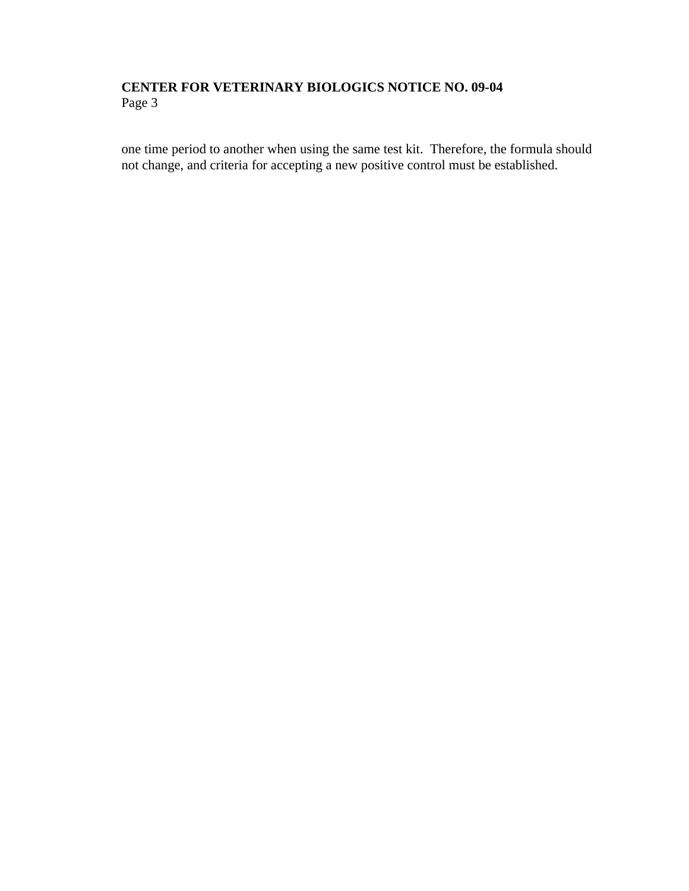one time period to another when using the same test kit. Therefore, the formula should not change, and criteria for accepting a new positive control must be established.